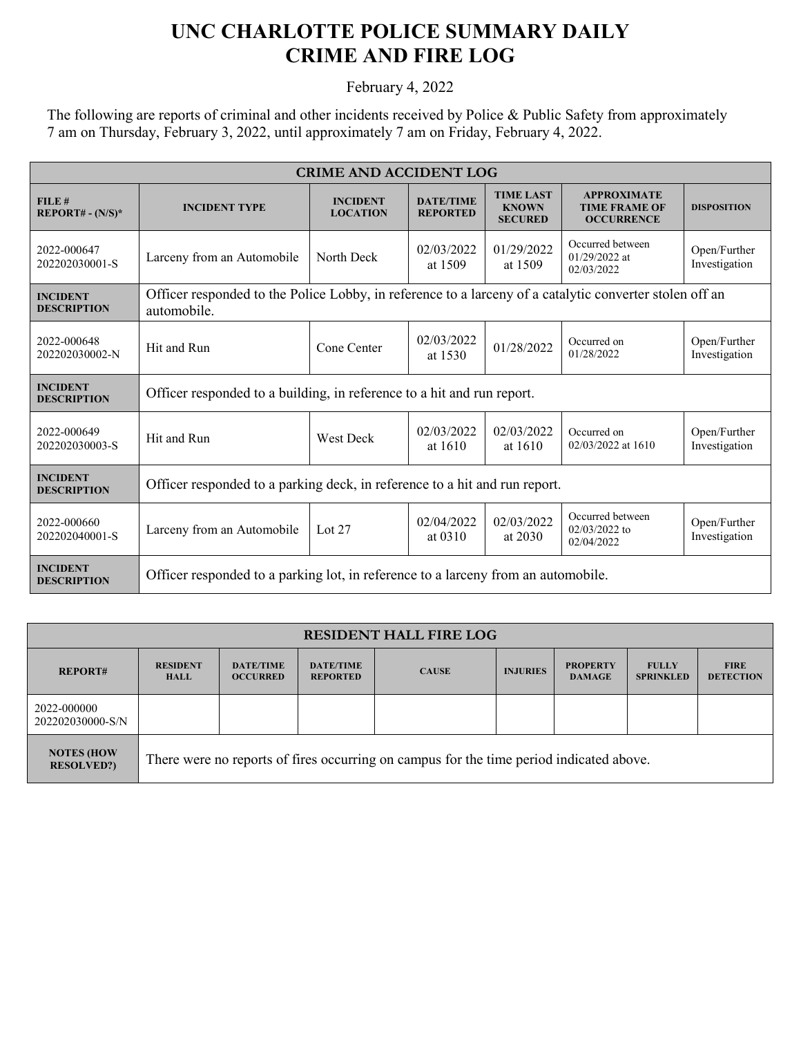# UNC CHARLOTTE POLICE SUMMARY DAILY CRIME AND FIRE LOG

February 4, 2022

The following are reports of criminal and other incidents received by Police & Public Safety from approximately 7 am on Thursday, February 3, 2022, until approximately 7 am on Friday, February 4, 2022.

| CRIME AND ACCIDENT LOG | | | | | | |
|---|---|---|---|---|---|---|
| FILE # REPORT# - (N/S)* | INCIDENT TYPE | INCIDENT LOCATION | DATE/TIME REPORTED | TIME LAST KNOWN SECURED | APPROXIMATE TIME FRAME OF OCCURRENCE | DISPOSITION |
| 2022-000647 202202030001-S | Larceny from an Automobile | North Deck | 02/03/2022 at 1509 | 01/29/2022 at 1509 | Occurred between 01/29/2022 at 02/03/2022 | Open/Further Investigation |
| INCIDENT DESCRIPTION | Officer responded to the Police Lobby, in reference to a larceny of a catalytic converter stolen off an automobile. | | | | | |
| 2022-000648 202202030002-N | Hit and Run | Cone Center | 02/03/2022 at 1530 | 01/28/2022 | Occurred on 01/28/2022 | Open/Further Investigation |
| INCIDENT DESCRIPTION | Officer responded to a building, in reference to a hit and run report. | | | | | |
| 2022-000649 202202030003-S | Hit and Run | West Deck | 02/03/2022 at 1610 | 02/03/2022 at 1610 | Occurred on 02/03/2022 at 1610 | Open/Further Investigation |
| INCIDENT DESCRIPTION | Officer responded to a parking deck, in reference to a hit and run report. | | | | | |
| 2022-000660 202202040001-S | Larceny from an Automobile | Lot 27 | 02/04/2022 at 0310 | 02/03/2022 at 2030 | Occurred between 02/03/2022 to 02/04/2022 | Open/Further Investigation |
| INCIDENT DESCRIPTION | Officer responded to a parking lot, in reference to a larceny from an automobile. | | | | | |

| RESIDENT HALL FIRE LOG | | | | | | | | |
|---|---|---|---|---|---|---|---|---|
| REPORT# | RESIDENT HALL | DATE/TIME OCCURRED | DATE/TIME REPORTED | CAUSE | INJURIES | PROPERTY DAMAGE | FULLY SPRINKLED | FIRE DETECTION |
| 2022-000000 202202030000-S/N | | | | | | | | |
| NOTES (HOW RESOLVED?) | There were no reports of fires occurring on campus for the time period indicated above. | | | | | | | |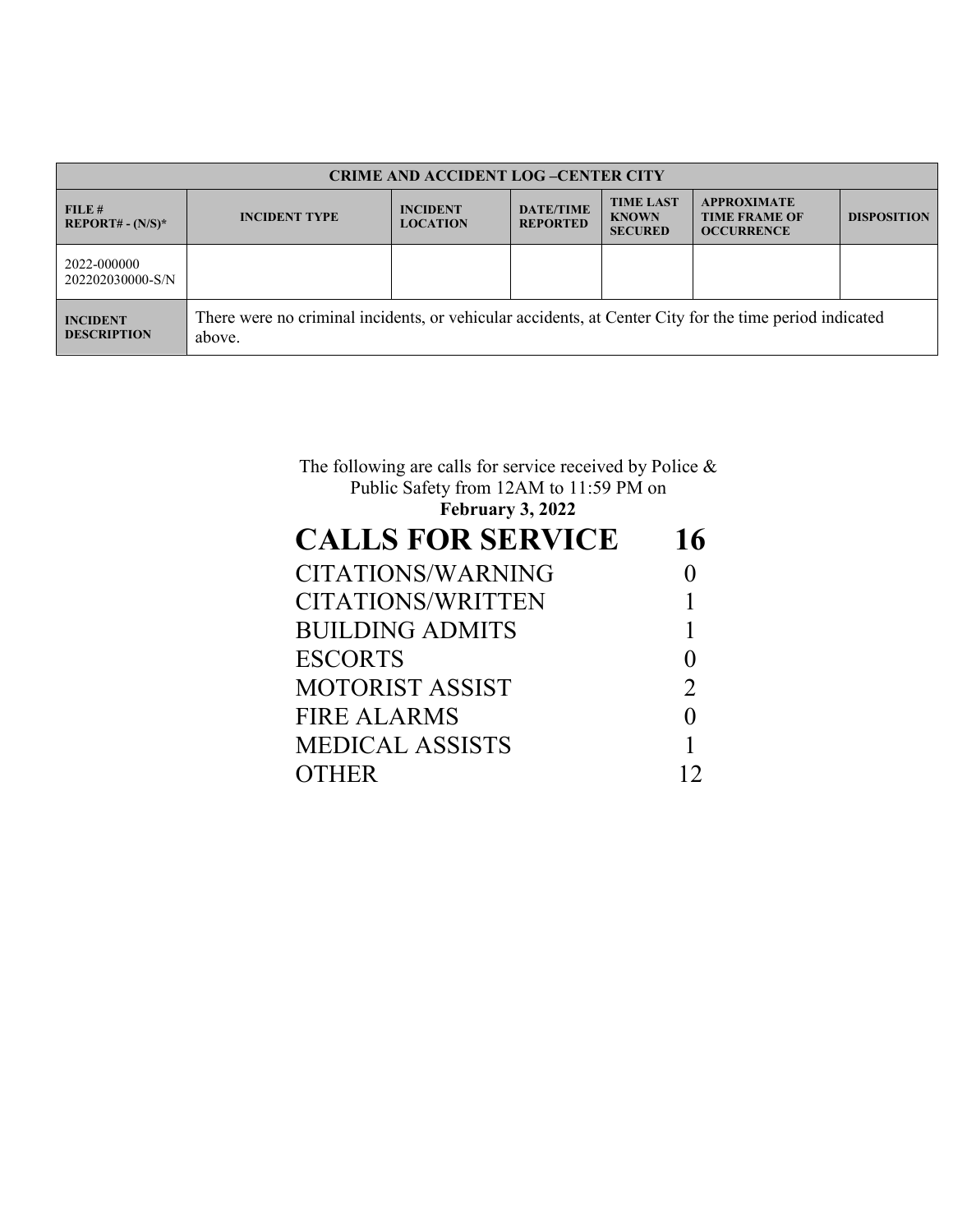| CRIME AND ACCIDENT LOG –CENTER CITY | | | | | | |
|---|---|---|---|---|---|---|
| **FILE # REPORT# - (N/S)*** | **INCIDENT TYPE** | **INCIDENT LOCATION** | **DATE/TIME REPORTED** | **TIME LAST KNOWN SECURED** | **APPROXIMATE TIME FRAME OF OCCURRENCE** | **DISPOSITION** |
| 2022-000000 202202030000-S/N | | | | | | |
| **INCIDENT DESCRIPTION** | There were no criminal incidents, or vehicular accidents, at Center City for the time period indicated above. | | | | | |

The following are calls for service received by Police & Public Safety from 12AM to 11:59 PM on

**February 3, 2022**

| | |
|---|---|
| **CALLS FOR SERVICE** | **16** |
| CITATIONS/WARNING | 0 |
| CITATIONS/WRITTEN | 1 |
| BUILDING ADMITS | 1 |
| ESCORTS | 0 |
| MOTORIST ASSIST | 2 |
| FIRE ALARMS | 0 |
| MEDICAL ASSISTS | 1 |
| OTHER | 12 |